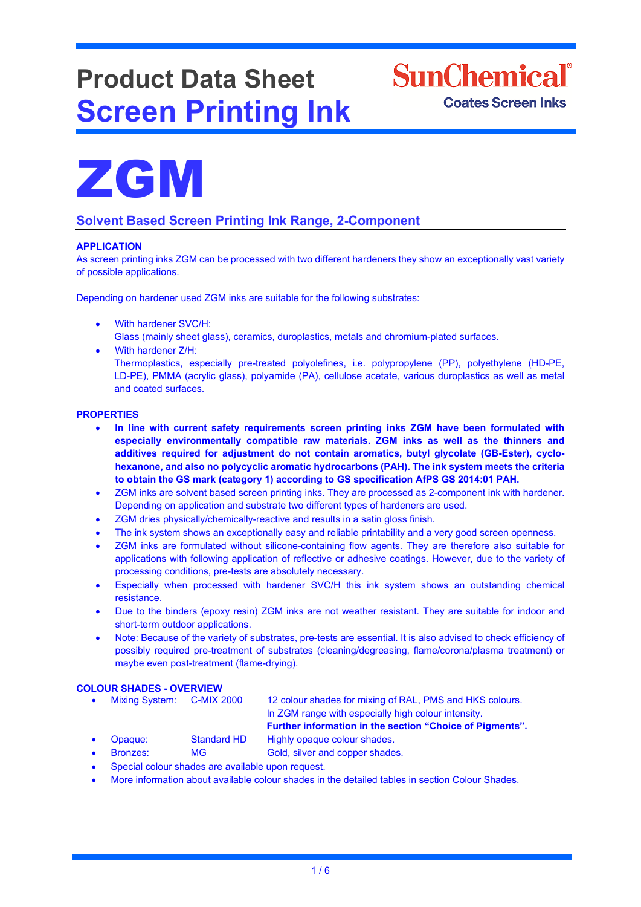# Product Data Sheet
# Screen Printing Ink

SunChemical
Coates Screen Inks

# ZGM

## Solvent Based Screen Printing Ink Range, 2-Component

### APPLICATION

As screen printing inks ZGM can be processed with two different hardeners they show an exceptionally vast variety of possible applications.

Depending on hardener used ZGM inks are suitable for the following substrates:

- With hardener SVC/H:
  Glass (mainly sheet glass), ceramics, duroplastics, metals and chromium-plated surfaces.
- With hardener Z/H:
  Thermoplastics, especially pre-treated polyolefines, i.e. polypropylene (PP), polyethylene (HD-PE, LD-PE), PMMA (acrylic glass), polyamide (PA), cellulose acetate, various duroplastics as well as metal and coated surfaces.

### PROPERTIES

- **In line with current safety requirements screen printing inks ZGM have been formulated with especially environmentally compatible raw materials. ZGM inks as well as the thinners and additives required for adjustment do not contain aromatics, butyl glycolate (GB-Ester), cyclo-hexanone, and also no polycyclic aromatic hydrocarbons (PAH). The ink system meets the criteria to obtain the GS mark (category 1) according to GS specification AfPS GS 2014:01 PAH.**
- ZGM inks are solvent based screen printing inks. They are processed as 2-component ink with hardener. Depending on application and substrate two different types of hardeners are used.
- ZGM dries physically/chemically-reactive and results in a satin gloss finish.
- The ink system shows an exceptionally easy and reliable printability and a very good screen openness.
- ZGM inks are formulated without silicone-containing flow agents. They are therefore also suitable for applications with following application of reflective or adhesive coatings. However, due to the variety of processing conditions, pre-tests are absolutely necessary.
- Especially when processed with hardener SVC/H this ink system shows an outstanding chemical resistance.
- Due to the binders (epoxy resin) ZGM inks are not weather resistant. They are suitable for indoor and short-term outdoor applications.
- Note: Because of the variety of substrates, pre-tests are essential. It is also advised to check efficiency of possibly required pre-treatment of substrates (cleaning/degreasing, flame/corona/plasma treatment) or maybe even post-treatment (flame-drying).

### COLOUR SHADES - OVERVIEW

- Mixing System: C-MIX 2000 — 12 colour shades for mixing of RAL, PMS and HKS colours. In ZGM range with especially high colour intensity. **Further information in the section "Choice of Pigments".**
- Opaque: Standard HD — Highly opaque colour shades.
- Bronzes: MG — Gold, silver and copper shades.
- Special colour shades are available upon request.
- More information about available colour shades in the detailed tables in section Colour Shades.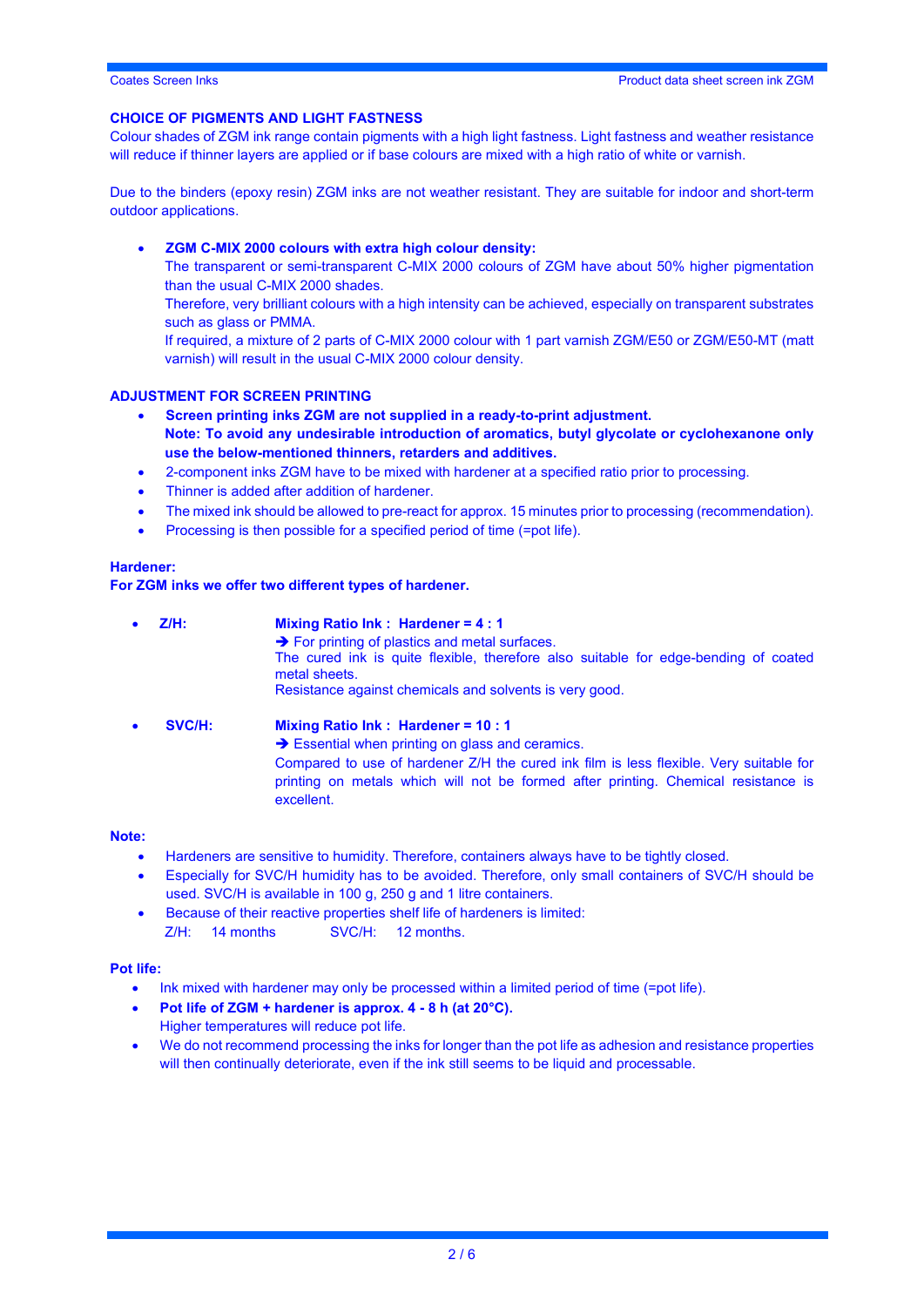## CHOICE OF PIGMENTS AND LIGHT FASTNESS

Colour shades of ZGM ink range contain pigments with a high light fastness. Light fastness and weather resistance will reduce if thinner layers are applied or if base colours are mixed with a high ratio of white or varnish.

Due to the binders (epoxy resin) ZGM inks are not weather resistant. They are suitable for indoor and short-term outdoor applications.

- **ZGM C-MIX 2000 colours with extra high colour density:**
  The transparent or semi-transparent C-MIX 2000 colours of ZGM have about 50% higher pigmentation than the usual C-MIX 2000 shades.
  Therefore, very brilliant colours with a high intensity can be achieved, especially on transparent substrates such as glass or PMMA.
  If required, a mixture of 2 parts of C-MIX 2000 colour with 1 part varnish ZGM/E50 or ZGM/E50-MT (matt varnish) will result in the usual C-MIX 2000 colour density.

## ADJUSTMENT FOR SCREEN PRINTING

- **Screen printing inks ZGM are not supplied in a ready-to-print adjustment.**
  **Note: To avoid any undesirable introduction of aromatics, butyl glycolate or cyclohexanone only use the below-mentioned thinners, retarders and additives.**
- 2-component inks ZGM have to be mixed with hardener at a specified ratio prior to processing.
- Thinner is added after addition of hardener.
- The mixed ink should be allowed to pre-react for approx. 15 minutes prior to processing (recommendation).
- Processing is then possible for a specified period of time (=pot life).

**Hardener:**
**For ZGM inks we offer two different types of hardener.**

- **Z/H:** **Mixing Ratio Ink : Hardener = 4 : 1**
  ➔ For printing of plastics and metal surfaces.
  The cured ink is quite flexible, therefore also suitable for edge-bending of coated metal sheets.
  Resistance against chemicals and solvents is very good.

- **SVC/H:** **Mixing Ratio Ink : Hardener = 10 : 1**
  ➔ Essential when printing on glass and ceramics.
  Compared to use of hardener Z/H the cured ink film is less flexible. Very suitable for printing on metals which will not be formed after printing. Chemical resistance is excellent.

**Note:**

- Hardeners are sensitive to humidity. Therefore, containers always have to be tightly closed.
- Especially for SVC/H humidity has to be avoided. Therefore, only small containers of SVC/H should be used. SVC/H is available in 100 g, 250 g and 1 litre containers.
- Because of their reactive properties shelf life of hardeners is limited:
  Z/H: 14 months SVC/H: 12 months.

**Pot life:**

- Ink mixed with hardener may only be processed within a limited period of time (=pot life).
- **Pot life of ZGM + hardener is approx. 4 - 8 h (at 20°C).**
  Higher temperatures will reduce pot life.
- We do not recommend processing the inks for longer than the pot life as adhesion and resistance properties will then continually deteriorate, even if the ink still seems to be liquid and processable.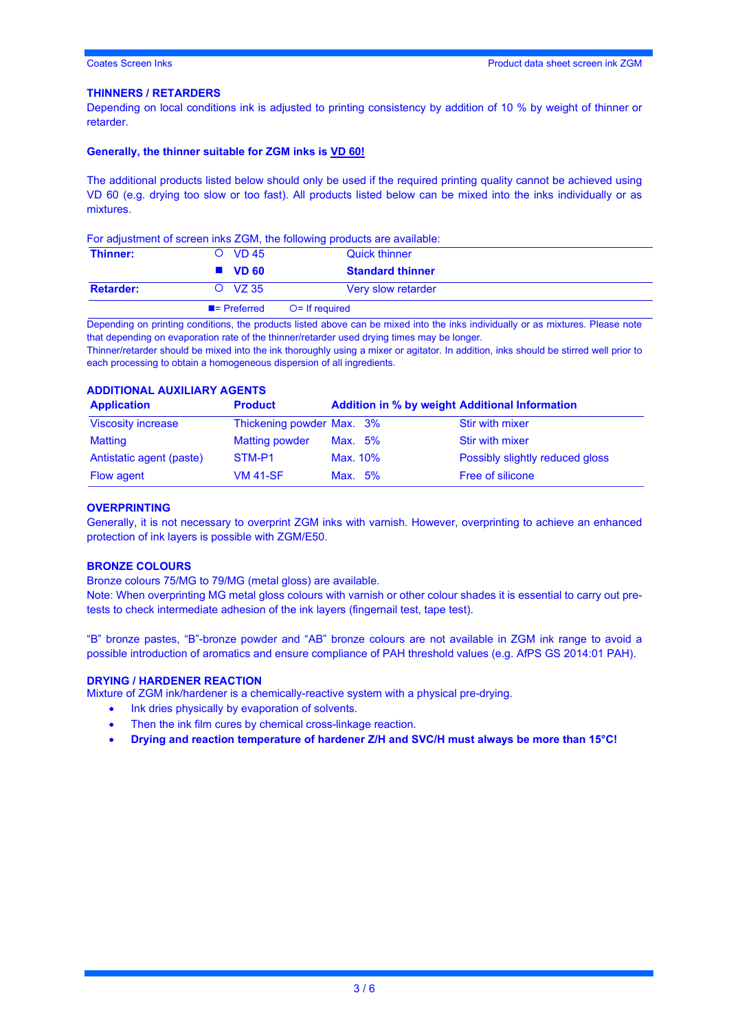## THINNERS / RETARDERS

Depending on local conditions ink is adjusted to printing consistency by addition of 10 % by weight of thinner or retarder.

**Generally, the thinner suitable for ZGM inks is VD 60!**

The additional products listed below should only be used if the required printing quality cannot be achieved using VD 60 (e.g. drying too slow or too fast). All products listed below can be mixed into the inks individually or as mixtures.

For adjustment of screen inks ZGM, the following products are available:

| | | |
|---|---|---|
| **Thinner:** | ○ VD 45 | Quick thinner |
| | ■ **VD 60** | **Standard thinner** |
| **Retarder:** | ○ VZ 35 | Very slow retarder |
| | ■= Preferred | ○= If required |

Depending on printing conditions, the products listed above can be mixed into the inks individually or as mixtures. Please note that depending on evaporation rate of the thinner/retarder used drying times may be longer.

Thinner/retarder should be mixed into the ink thoroughly using a mixer or agitator. In addition, inks should be stirred well prior to each processing to obtain a homogeneous dispersion of all ingredients.

## ADDITIONAL AUXILIARY AGENTS

| Application | Product | Addition in % by weight | Additional Information |
|---|---|---|---|
| Viscosity increase | Thickening powder | Max. 3% | Stir with mixer |
| Matting | Matting powder | Max. 5% | Stir with mixer |
| Antistatic agent (paste) | STM-P1 | Max. 10% | Possibly slightly reduced gloss |
| Flow agent | VM 41-SF | Max. 5% | Free of silicone |

## OVERPRINTING

Generally, it is not necessary to overprint ZGM inks with varnish. However, overprinting to achieve an enhanced protection of ink layers is possible with ZGM/E50.

## BRONZE COLOURS

Bronze colours 75/MG to 79/MG (metal gloss) are available.
Note: When overprinting MG metal gloss colours with varnish or other colour shades it is essential to carry out pre-tests to check intermediate adhesion of the ink layers (fingernail test, tape test).

"B" bronze pastes, "B"-bronze powder and "AB" bronze colours are not available in ZGM ink range to avoid a possible introduction of aromatics and ensure compliance of PAH threshold values (e.g. AfPS GS 2014:01 PAH).

## DRYING / HARDENER REACTION

Mixture of ZGM ink/hardener is a chemically-reactive system with a physical pre-drying.

- Ink dries physically by evaporation of solvents.
- Then the ink film cures by chemical cross-linkage reaction.
- **Drying and reaction temperature of hardener Z/H and SVC/H must always be more than 15°C!**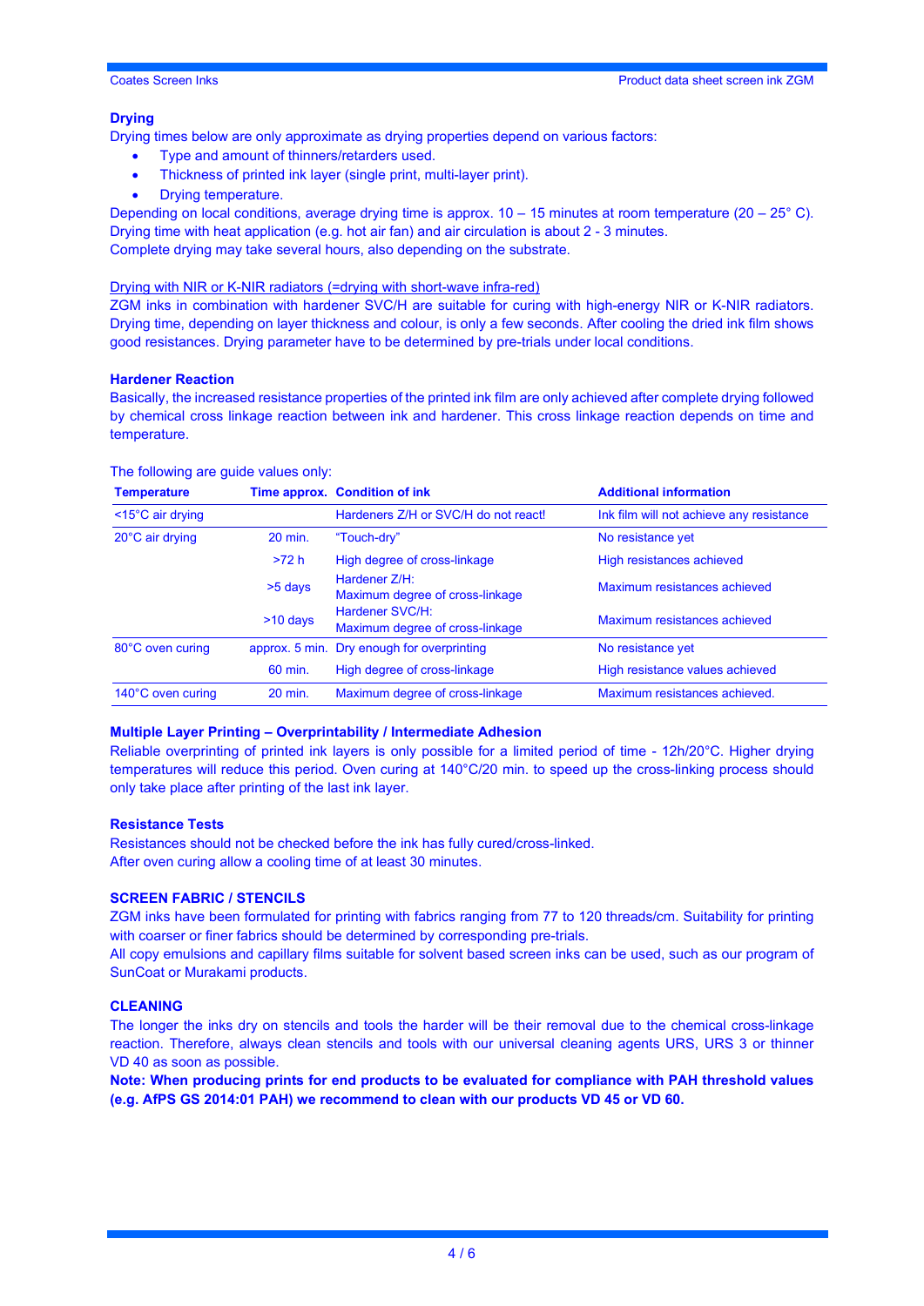## Drying

Drying times below are only approximate as drying properties depend on various factors:

- Type and amount of thinners/retarders used.
- Thickness of printed ink layer (single print, multi-layer print).
- Drying temperature.

Depending on local conditions, average drying time is approx. 10 – 15 minutes at room temperature (20 – 25° C). Drying time with heat application (e.g. hot air fan) and air circulation is about 2 - 3 minutes.
Complete drying may take several hours, also depending on the substrate.

Drying with NIR or K-NIR radiators (=drying with short-wave infra-red)

ZGM inks in combination with hardener SVC/H are suitable for curing with high-energy NIR or K-NIR radiators. Drying time, depending on layer thickness and colour, is only a few seconds. After cooling the dried ink film shows good resistances. Drying parameter have to be determined by pre-trials under local conditions.

## Hardener Reaction

Basically, the increased resistance properties of the printed ink film are only achieved after complete drying followed by chemical cross linkage reaction between ink and hardener. This cross linkage reaction depends on time and temperature.

The following are guide values only:

| Temperature | Time approx. | Condition of ink | Additional information |
|---|---|---|---|
| <15°C air drying | | Hardeners Z/H or SVC/H do not react! | Ink film will not achieve any resistance |
| 20°C air drying | 20 min. | "Touch-dry" | No resistance yet |
| | >72 h | High degree of cross-linkage | High resistances achieved |
| | >5 days | Hardener Z/H: Maximum degree of cross-linkage | Maximum resistances achieved |
| | >10 days | Hardener SVC/H: Maximum degree of cross-linkage | Maximum resistances achieved |
| 80°C oven curing | approx. 5 min. | Dry enough for overprinting | No resistance yet |
| | 60 min. | High degree of cross-linkage | High resistance values achieved |
| 140°C oven curing | 20 min. | Maximum degree of cross-linkage | Maximum resistances achieved. |

## Multiple Layer Printing – Overprintability / Intermediate Adhesion

Reliable overprinting of printed ink layers is only possible for a limited period of time - 12h/20°C. Higher drying temperatures will reduce this period. Oven curing at 140°C/20 min. to speed up the cross-linking process should only take place after printing of the last ink layer.

## Resistance Tests

Resistances should not be checked before the ink has fully cured/cross-linked.
After oven curing allow a cooling time of at least 30 minutes.

## SCREEN FABRIC / STENCILS

ZGM inks have been formulated for printing with fabrics ranging from 77 to 120 threads/cm. Suitability for printing with coarser or finer fabrics should be determined by corresponding pre-trials.
All copy emulsions and capillary films suitable for solvent based screen inks can be used, such as our program of SunCoat or Murakami products.

## CLEANING

The longer the inks dry on stencils and tools the harder will be their removal due to the chemical cross-linkage reaction. Therefore, always clean stencils and tools with our universal cleaning agents URS, URS 3 or thinner VD 40 as soon as possible.

**Note: When producing prints for end products to be evaluated for compliance with PAH threshold values (e.g. AfPS GS 2014:01 PAH) we recommend to clean with our products VD 45 or VD 60.**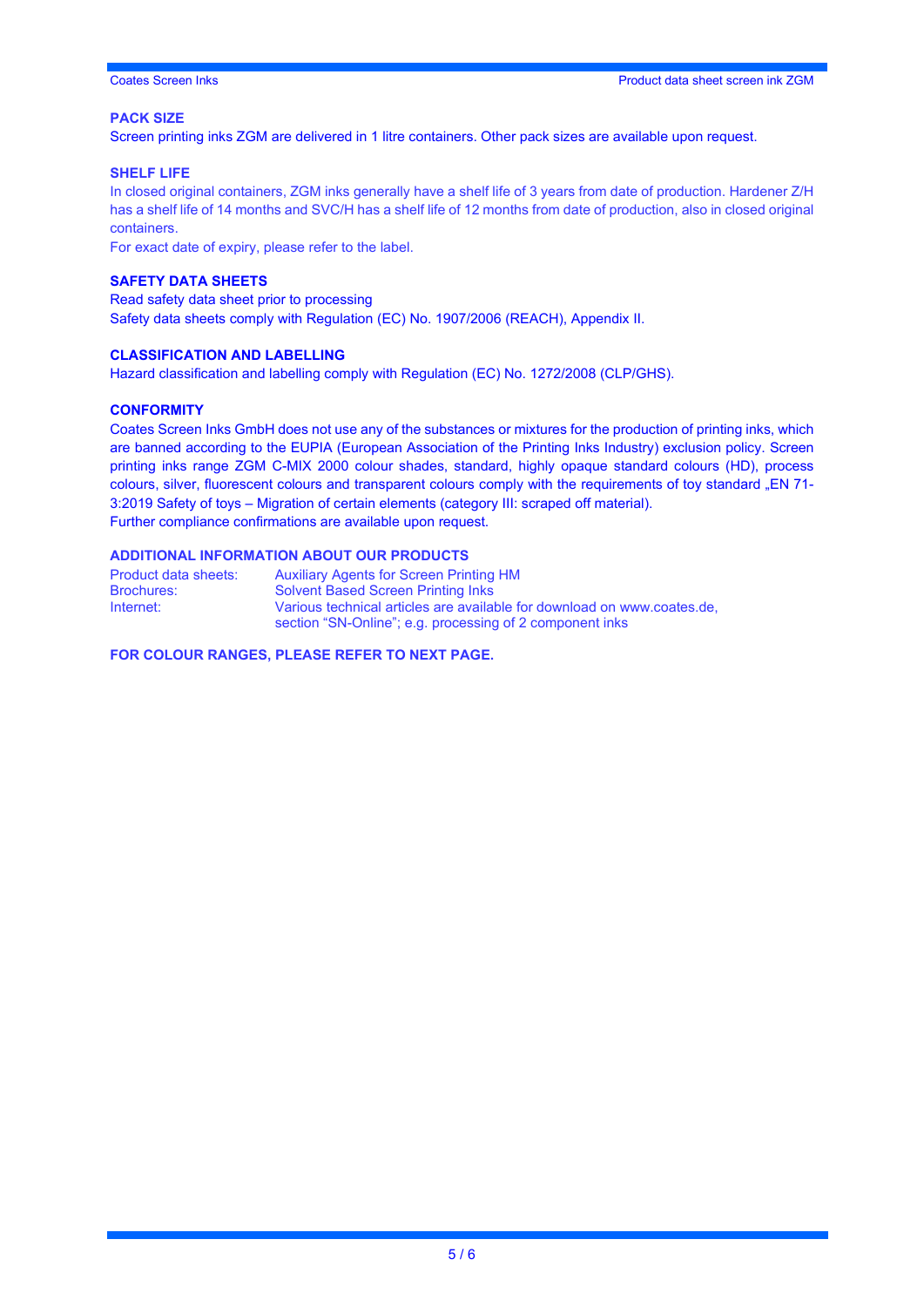## PACK SIZE

Screen printing inks ZGM are delivered in 1 litre containers. Other pack sizes are available upon request.

## SHELF LIFE

In closed original containers, ZGM inks generally have a shelf life of 3 years from date of production. Hardener Z/H has a shelf life of 14 months and SVC/H has a shelf life of 12 months from date of production, also in closed original containers.

For exact date of expiry, please refer to the label.

## SAFETY DATA SHEETS

Read safety data sheet prior to processing

Safety data sheets comply with Regulation (EC) No. 1907/2006 (REACH), Appendix II.

## CLASSIFICATION AND LABELLING

Hazard classification and labelling comply with Regulation (EC) No. 1272/2008 (CLP/GHS).

## CONFORMITY

Coates Screen Inks GmbH does not use any of the substances or mixtures for the production of printing inks, which are banned according to the EUPIA (European Association of the Printing Inks Industry) exclusion policy. Screen printing inks range ZGM C-MIX 2000 colour shades, standard, highly opaque standard colours (HD), process colours, silver, fluorescent colours and transparent colours comply with the requirements of toy standard „EN 71-3:2019 Safety of toys – Migration of certain elements (category III: scraped off material).

Further compliance confirmations are available upon request.

## ADDITIONAL INFORMATION ABOUT OUR PRODUCTS

| | |
|---|---|
| Product data sheets: | Auxiliary Agents for Screen Printing HM |
| Brochures: | Solvent Based Screen Printing Inks |
| Internet: | Various technical articles are available for download on www.coates.de, section "SN-Online"; e.g. processing of 2 component inks |

**FOR COLOUR RANGES, PLEASE REFER TO NEXT PAGE.**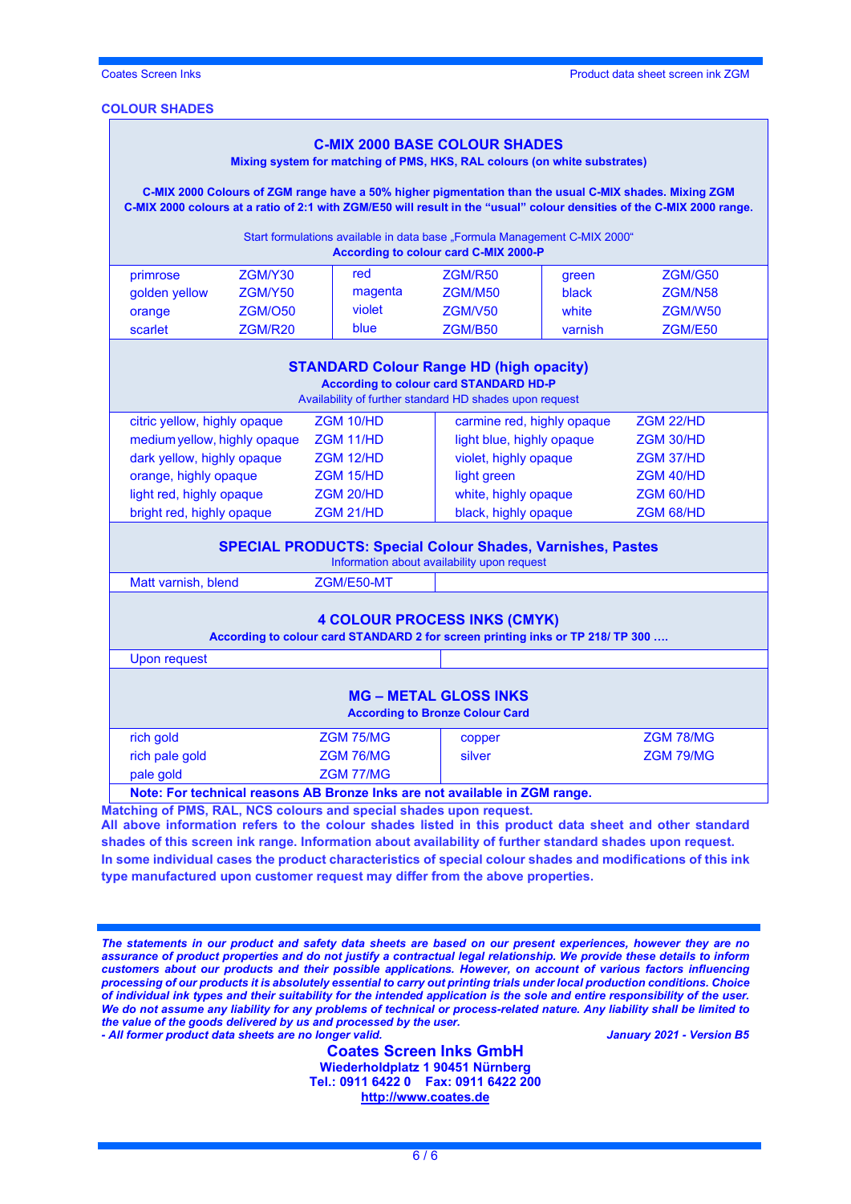## COLOUR SHADES

### C-MIX 2000 BASE COLOUR SHADES

**Mixing system for matching of PMS, HKS, RAL colours (on white substrates)**

**C-MIX 2000 Colours of ZGM range have a 50% higher pigmentation than the usual C-MIX shades. Mixing ZGM C-MIX 2000 colours at a ratio of 2:1 with ZGM/E50 will result in the "usual" colour densities of the C-MIX 2000 range.**

Start formulations available in data base „Formula Management C-MIX 2000"

**According to colour card C-MIX 2000-P**

| | | | | | |
|---|---|---|---|---|---|
| primrose | ZGM/Y30 | red | ZGM/R50 | green | ZGM/G50 |
| golden yellow | ZGM/Y50 | magenta | ZGM/M50 | black | ZGM/N58 |
| orange | ZGM/O50 | violet | ZGM/V50 | white | ZGM/W50 |
| scarlet | ZGM/R20 | blue | ZGM/B50 | varnish | ZGM/E50 |

### STANDARD Colour Range HD (high opacity)

**According to colour card STANDARD HD-P**

Availability of further standard HD shades upon request

| | | | |
|---|---|---|---|
| citric yellow, highly opaque | ZGM 10/HD | carmine red, highly opaque | ZGM 22/HD |
| medium yellow, highly opaque | ZGM 11/HD | light blue, highly opaque | ZGM 30/HD |
| dark yellow, highly opaque | ZGM 12/HD | violet, highly opaque | ZGM 37/HD |
| orange, highly opaque | ZGM 15/HD | light green | ZGM 40/HD |
| light red, highly opaque | ZGM 20/HD | white, highly opaque | ZGM 60/HD |
| bright red, highly opaque | ZGM 21/HD | black, highly opaque | ZGM 68/HD |

### SPECIAL PRODUCTS: Special Colour Shades, Varnishes, Pastes

Information about availability upon request

| | | |
|---|---|---|
| Matt varnish, blend | ZGM/E50-MT | |

### 4 COLOUR PROCESS INKS (CMYK)

**According to colour card STANDARD 2 for screen printing inks or TP 218/ TP 300 ….**

Upon request

### MG – METAL GLOSS INKS

**According to Bronze Colour Card**

| | | | |
|---|---|---|---|
| rich gold | ZGM 75/MG | copper | ZGM 78/MG |
| rich pale gold | ZGM 76/MG | silver | ZGM 79/MG |
| pale gold | ZGM 77/MG | | |

**Note: For technical reasons AB Bronze Inks are not available in ZGM range.**

**Matching of PMS, RAL, NCS colours and special shades upon request.**

**All above information refers to the colour shades listed in this product data sheet and other standard shades of this screen ink range. Information about availability of further standard shades upon request.**

**In some individual cases the product characteristics of special colour shades and modifications of this ink type manufactured upon customer request may differ from the above properties.**

***The statements in our product and safety data sheets are based on our present experiences, however they are no assurance of product properties and do not justify a contractual legal relationship. We provide these details to inform customers about our products and their possible applications. However, on account of various factors influencing processing of our products it is absolutely essential to carry out printing trials under local production conditions. Choice of individual ink types and their suitability for the intended application is the sole and entire responsibility of the user. We do not assume any liability for any problems of technical or process-related nature. Any liability shall be limited to the value of the goods delivered by us and processed by the user.***

***- All former product data sheets are no longer valid.*** ***January 2021 - Version B5***

**Coates Screen Inks GmbH**
**Wiederholdplatz 1 90451 Nürnberg**
**Tel.: 0911 6422 0 Fax: 0911 6422 200**
**http://www.coates.de**